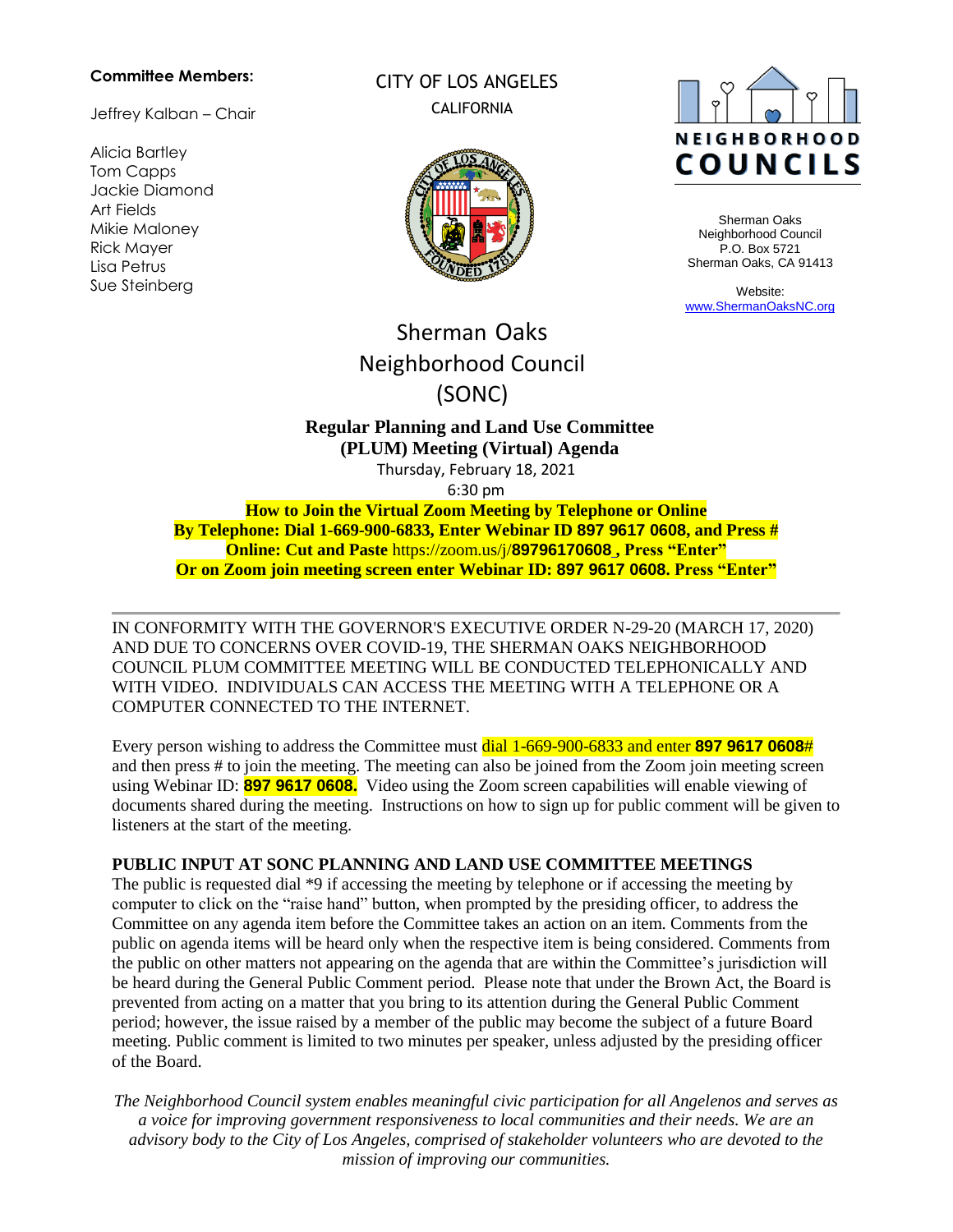**Committee Members:**

Jeffrey Kalban – Chair

Alicia Bartley
Tom Capps
Jackie Diamond
Art Fields
Mikie Maloney
Rick Mayer
Lisa Petrus
Sue Steinberg

CITY OF LOS ANGELES
CALIFORNIA

NEIGHBORHOOD COUNCILS

Sherman Oaks
Neighborhood Council
P.O. Box 5721
Sherman Oaks, CA 91413

Website:
www.ShermanOaksNC.org

# Sherman Oaks Neighborhood Council (SONC)

## Regular Planning and Land Use Committee (PLUM) Meeting (Virtual) Agenda

Thursday, February 18, 2021
6:30 pm

**How to Join the Virtual Zoom Meeting by Telephone or Online**
**By Telephone: Dial 1-669-900-6833, Enter Webinar ID 897 9617 0608, and Press #**
**Online: Cut and Paste** https://zoom.us/j/**89796170608 , Press "Enter"**
**Or on Zoom join meeting screen enter Webinar ID: 897 9617 0608. Press "Enter"**

---

IN CONFORMITY WITH THE GOVERNOR'S EXECUTIVE ORDER N-29-20 (MARCH 17, 2020) AND DUE TO CONCERNS OVER COVID-19, THE SHERMAN OAKS NEIGHBORHOOD COUNCIL PLUM COMMITTEE MEETING WILL BE CONDUCTED TELEPHONICALLY AND WITH VIDEO. INDIVIDUALS CAN ACCESS THE MEETING WITH A TELEPHONE OR A COMPUTER CONNECTED TO THE INTERNET.

Every person wishing to address the Committee must dial 1-669-900-6833 and enter **897 9617 0608**# and then press # to join the meeting. The meeting can also be joined from the Zoom join meeting screen using Webinar ID: **897 9617 0608.** Video using the Zoom screen capabilities will enable viewing of documents shared during the meeting. Instructions on how to sign up for public comment will be given to listeners at the start of the meeting.

**PUBLIC INPUT AT SONC PLANNING AND LAND USE COMMITTEE MEETINGS**
The public is requested dial *9 if accessing the meeting by telephone or if accessing the meeting by computer to click on the "raise hand" button, when prompted by the presiding officer, to address the Committee on any agenda item before the Committee takes an action on an item. Comments from the public on agenda items will be heard only when the respective item is being considered. Comments from the public on other matters not appearing on the agenda that are within the Committee's jurisdiction will be heard during the General Public Comment period. Please note that under the Brown Act, the Board is prevented from acting on a matter that you bring to its attention during the General Public Comment period; however, the issue raised by a member of the public may become the subject of a future Board meeting. Public comment is limited to two minutes per speaker, unless adjusted by the presiding officer of the Board.

*The Neighborhood Council system enables meaningful civic participation for all Angelenos and serves as a voice for improving government responsiveness to local communities and their needs. We are an advisory body to the City of Los Angeles, comprised of stakeholder volunteers who are devoted to the mission of improving our communities.*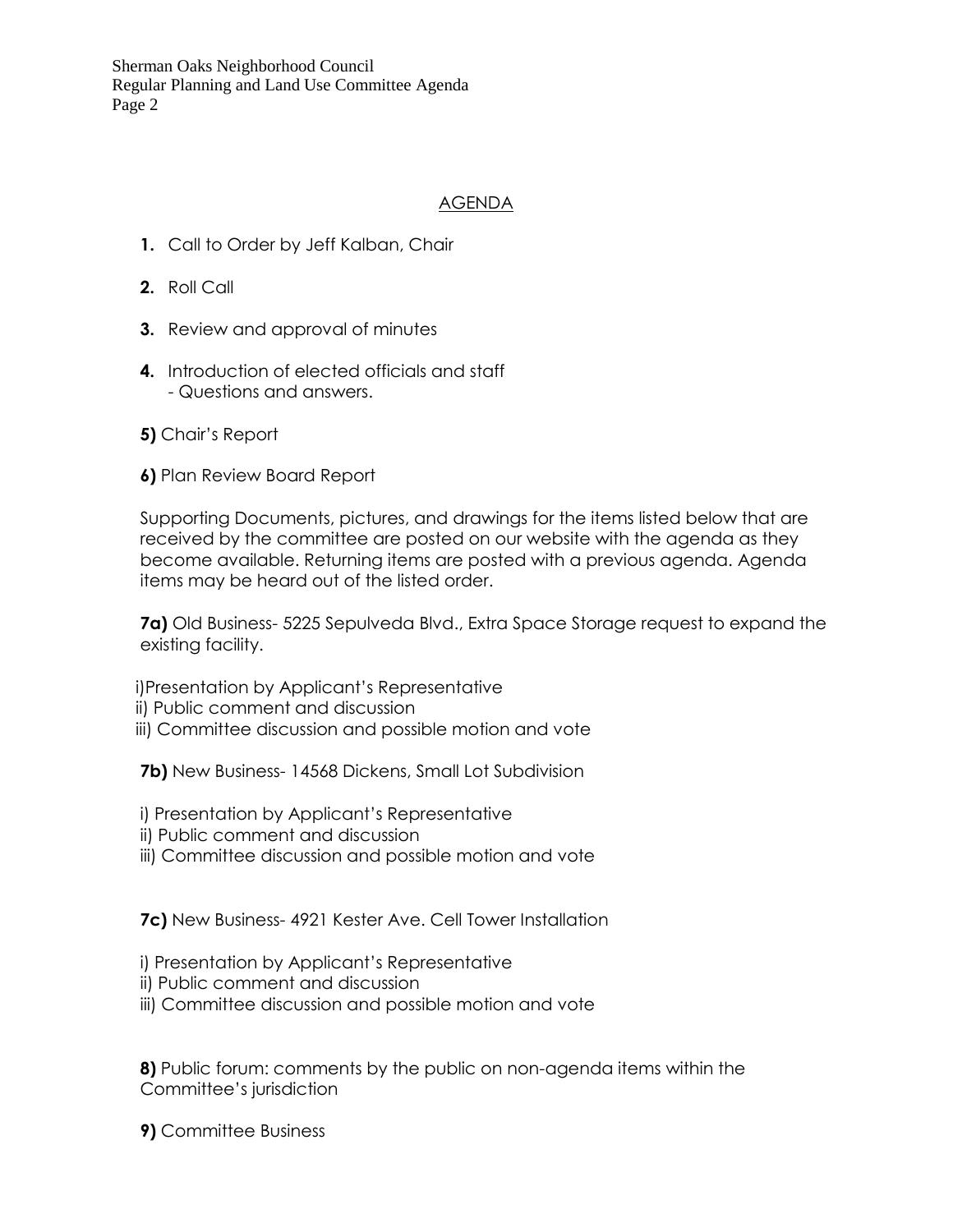## AGENDA

1. Call to Order by Jeff Kalban, Chair

2. Roll Call

3. Review and approval of minutes

4. Introduction of elected officials and staff
   - Questions and answers.

**5)** Chair's Report

**6)** Plan Review Board Report

Supporting Documents, pictures, and drawings for the items listed below that are received by the committee are posted on our website with the agenda as they become available. Returning items are posted with a previous agenda. Agenda items may be heard out of the listed order.

**7a)** Old Business- 5225 Sepulveda Blvd., Extra Space Storage request to expand the existing facility.

i)Presentation by Applicant's Representative
ii) Public comment and discussion
iii) Committee discussion and possible motion and vote

**7b)** New Business- 14568 Dickens, Small Lot Subdivision

i) Presentation by Applicant's Representative
ii) Public comment and discussion
iii) Committee discussion and possible motion and vote

**7c)** New Business- 4921 Kester Ave. Cell Tower Installation

i) Presentation by Applicant's Representative
ii) Public comment and discussion
iii) Committee discussion and possible motion and vote

**8)** Public forum: comments by the public on non-agenda items within the Committee's jurisdiction

**9)** Committee Business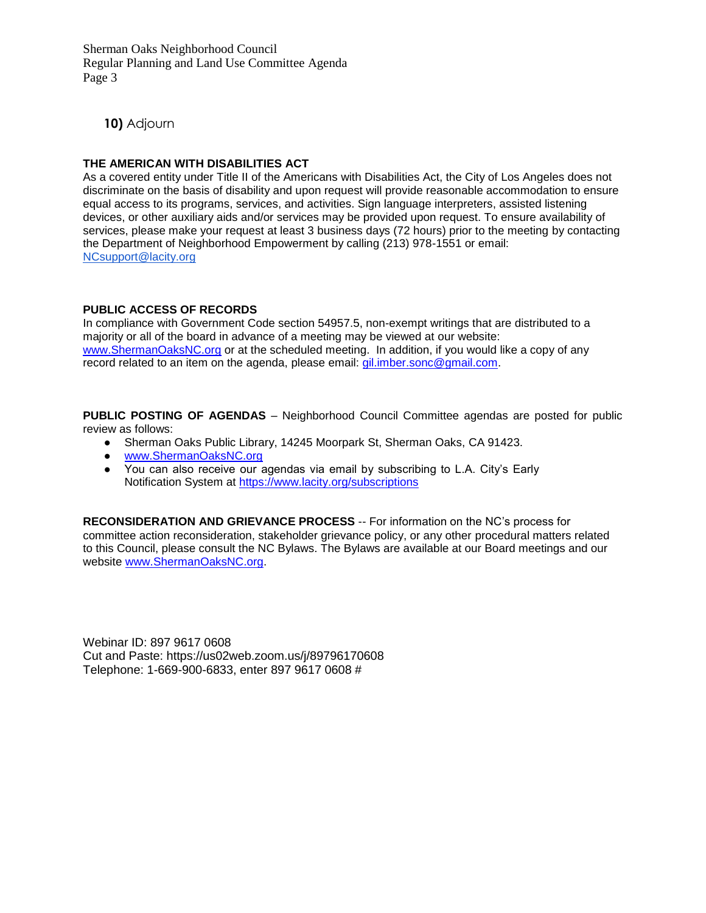**10)** Adjourn

**THE AMERICAN WITH DISABILITIES ACT**

As a covered entity under Title II of the Americans with Disabilities Act, the City of Los Angeles does not discriminate on the basis of disability and upon request will provide reasonable accommodation to ensure equal access to its programs, services, and activities. Sign language interpreters, assisted listening devices, or other auxiliary aids and/or services may be provided upon request. To ensure availability of services, please make your request at least 3 business days (72 hours) prior to the meeting by contacting the Department of Neighborhood Empowerment by calling (213) 978-1551 or email: NCsupport@lacity.org

**PUBLIC ACCESS OF RECORDS**

In compliance with Government Code section 54957.5, non-exempt writings that are distributed to a majority or all of the board in advance of a meeting may be viewed at our website: www.ShermanOaksNC.org or at the scheduled meeting. In addition, if you would like a copy of any record related to an item on the agenda, please email: gil.imber.sonc@gmail.com.

**PUBLIC POSTING OF AGENDAS** – Neighborhood Council Committee agendas are posted for public review as follows:

- Sherman Oaks Public Library, 14245 Moorpark St, Sherman Oaks, CA 91423.
- www.ShermanOaksNC.org
- You can also receive our agendas via email by subscribing to L.A. City's Early Notification System at https://www.lacity.org/subscriptions

**RECONSIDERATION AND GRIEVANCE PROCESS** -- For information on the NC's process for committee action reconsideration, stakeholder grievance policy, or any other procedural matters related to this Council, please consult the NC Bylaws. The Bylaws are available at our Board meetings and our website www.ShermanOaksNC.org.

Webinar ID: 897 9617 0608
Cut and Paste: https://us02web.zoom.us/j/89796170608
Telephone: 1-669-900-6833, enter 897 9617 0608 #